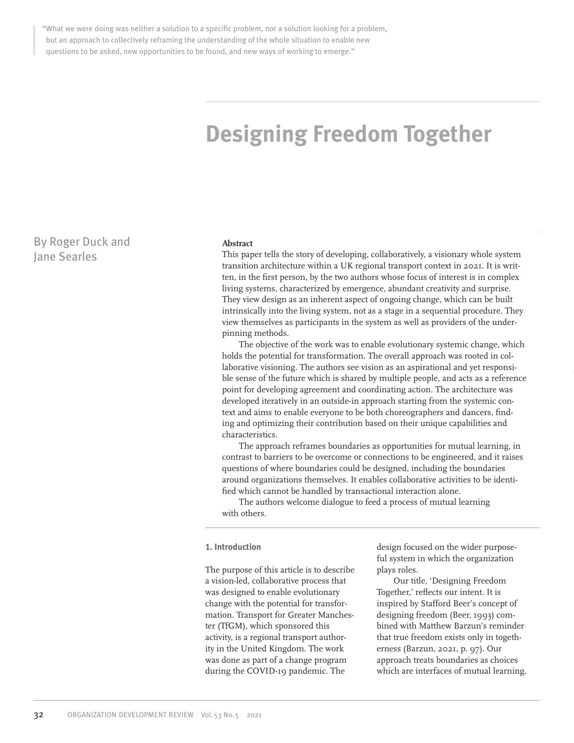> "What we were doing was neither a solution to a specific problem, nor a solution looking for a problem, but an approach to collectively reframing the understanding of the whole situation to enable new questions to be asked, new opportunities to be found, and new ways of working to emerge."

# Designing Freedom Together

By Roger Duck and Jane Searles

**Abstract**

This paper tells the story of developing, collaboratively, a visionary whole system transition architecture within a UK regional transport context in 2021. It is written, in the first person, by the two authors whose focus of interest is in complex living systems, characterized by emergence, abundant creativity and surprise. They view design as an inherent aspect of ongoing change, which can be built intrinsically into the living system, not as a stage in a sequential procedure. They view themselves as participants in the system as well as providers of the underpinning methods.

The objective of the work was to enable evolutionary systemic change, which holds the potential for transformation. The overall approach was rooted in collaborative visioning. The authors see vision as an aspirational and yet responsible sense of the future which is shared by multiple people, and acts as a reference point for developing agreement and coordinating action. The architecture was developed iteratively in an outside-in approach starting from the systemic context and aims to enable everyone to be both choreographers and dancers, finding and optimizing their contribution based on their unique capabilities and characteristics.

The approach reframes boundaries as opportunities for mutual learning, in contrast to barriers to be overcome or connections to be engineered, and it raises questions of where boundaries could be designed, including the boundaries around organizations themselves. It enables collaborative activities to be identified which cannot be handled by transactional interaction alone.

The authors welcome dialogue to feed a process of mutual learning with others.

## 1. Introduction

The purpose of this article is to describe a vision-led, collaborative process that was designed to enable evolutionary change with the potential for transformation. Transport for Greater Manchester (TfGM), which sponsored this activity, is a regional transport authority in the United Kingdom. The work was done as part of a change program during the COVID-19 pandemic. The design focused on the wider purposeful system in which the organization plays roles.

Our title, 'Designing Freedom Together,' reflects our intent. It is inspired by Stafford Beer's concept of designing freedom (Beer, 1993) combined with Matthew Barzun's reminder that true freedom exists only in togetherness (Barzun, 2021, p. 97). Our approach treats boundaries as choices which are interfaces of mutual learning.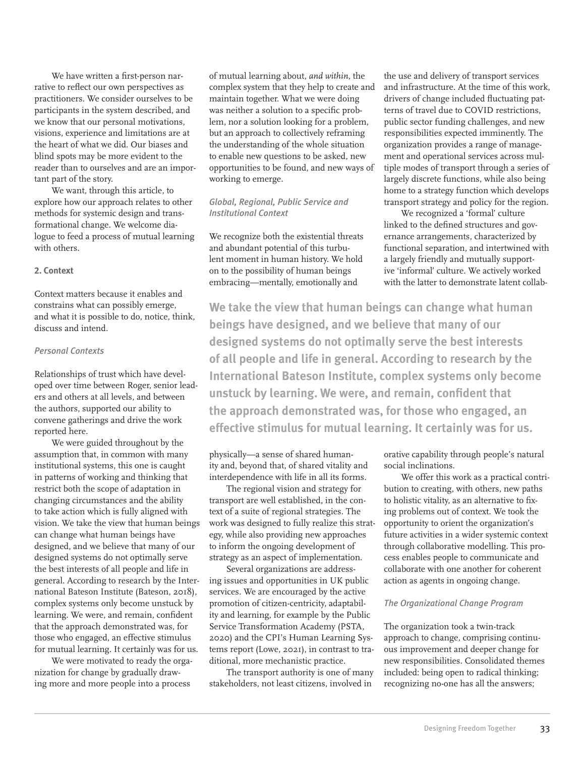We have written a first-person narrative to reflect our own perspectives as practitioners. We consider ourselves to be participants in the system described, and we know that our personal motivations, visions, experience and limitations are at the heart of what we did. Our biases and blind spots may be more evident to the reader than to ourselves and are an important part of the story.

We want, through this article, to explore how our approach relates to other methods for systemic design and transformational change. We welcome dialogue to feed a process of mutual learning with others.

## 2. Context

Context matters because it enables and constrains what can possibly emerge, and what it is possible to do, notice, think, discuss and intend.

### *Personal Contexts*

Relationships of trust which have developed over time between Roger, senior leaders and others at all levels, and between the authors, supported our ability to convene gatherings and drive the work reported here.

We were guided throughout by the assumption that, in common with many institutional systems, this one is caught in patterns of working and thinking that restrict both the scope of adaptation in changing circumstances and the ability to take action which is fully aligned with vision. We take the view that human beings can change what human beings have designed, and we believe that many of our designed systems do not optimally serve the best interests of all people and life in general. According to research by the International Bateson Institute (Bateson, 2018), complex systems only become unstuck by learning. We were, and remain, confident that the approach demonstrated was, for those who engaged, an effective stimulus for mutual learning. It certainly was for us.

We were motivated to ready the organization for change by gradually drawing more and more people into a process of mutual learning about, *and within*, the complex system that they help to create and maintain together. What we were doing was neither a solution to a specific problem, nor a solution looking for a problem, but an approach to collectively reframing the understanding of the whole situation to enable new questions to be asked, new opportunities to be found, and new ways of working to emerge.

### *Global, Regional, Public Service and Institutional Context*

We recognize both the existential threats and abundant potential of this turbulent moment in human history. We hold on to the possibility of human beings embracing—mentally, emotionally and physically—a sense of shared humanity and, beyond that, of shared vitality and interdependence with life in all its forms.

The regional vision and strategy for transport are well established, in the context of a suite of regional strategies. The work was designed to fully realize this strategy, while also providing new approaches to inform the ongoing development of strategy as an aspect of implementation.

Several organizations are addressing issues and opportunities in UK public services. We are encouraged by the active promotion of citizen-centricity, adaptability and learning, for example by the Public Service Transformation Academy (PSTA, 2020) and the CPI's Human Learning Systems report (Lowe, 2021), in contrast to traditional, more mechanistic practice.

The transport authority is one of many stakeholders, not least citizens, involved in the use and delivery of transport services and infrastructure. At the time of this work, drivers of change included fluctuating patterns of travel due to COVID restrictions, public sector funding challenges, and new responsibilities expected imminently. The organization provides a range of management and operational services across multiple modes of transport through a series of largely discrete functions, while also being home to a strategy function which develops transport strategy and policy for the region.

We recognized a 'formal' culture linked to the defined structures and governance arrangements, characterized by functional separation, and intertwined with a largely friendly and mutually supportive 'informal' culture. We actively worked with the latter to demonstrate latent collaborative capability through people's natural social inclinations.

**We take the view that human beings can change what human beings have designed, and we believe that many of our designed systems do not optimally serve the best interests of all people and life in general. According to research by the International Bateson Institute, complex systems only become unstuck by learning. We were, and remain, confident that the approach demonstrated was, for those who engaged, an effective stimulus for mutual learning. It certainly was for us.**

We offer this work as a practical contribution to creating, with others, new paths to holistic vitality, as an alternative to fixing problems out of context. We took the opportunity to orient the organization's future activities in a wider systemic context through collaborative modelling. This process enables people to communicate and collaborate with one another for coherent action as agents in ongoing change.

### *The Organizational Change Program*

The organization took a twin-track approach to change, comprising continuous improvement and deeper change for new responsibilities. Consolidated themes included: being open to radical thinking; recognizing no-one has all the answers;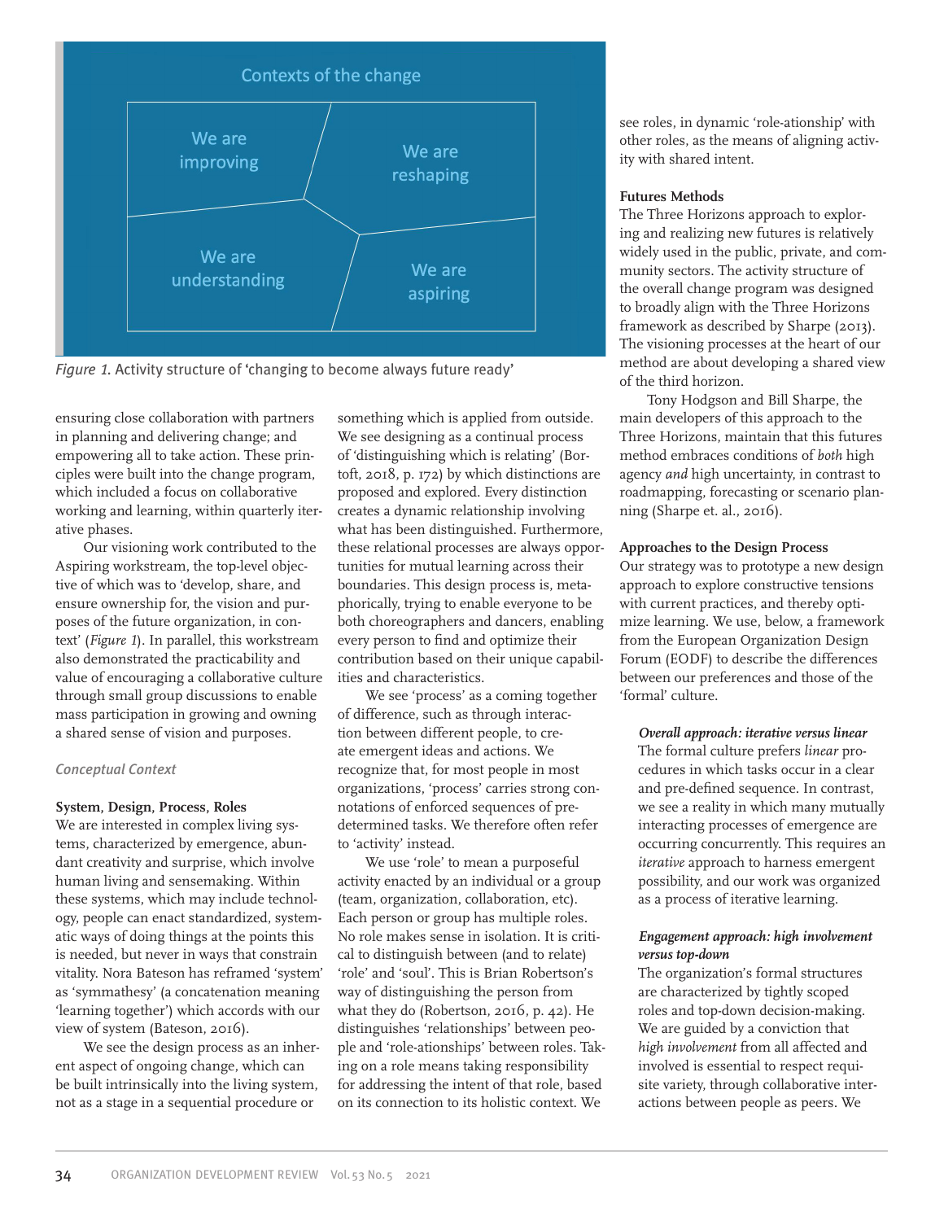Contexts of the change

We are improving | We are reshaping | We are understanding | We are aspiring

*Figure 1*. Activity structure of 'changing to become always future ready'

ensuring close collaboration with partners in planning and delivering change; and empowering all to take action. These principles were built into the change program, which included a focus on collaborative working and learning, within quarterly iterative phases.

Our visioning work contributed to the Aspiring workstream, the top-level objective of which was to 'develop, share, and ensure ownership for, the vision and purposes of the future organization, in context' (*Figure 1*). In parallel, this workstream also demonstrated the practicability and value of encouraging a collaborative culture through small group discussions to enable mass participation in growing and owning a shared sense of vision and purposes.

## *Conceptual Context*

### System, Design, Process, Roles

We are interested in complex living systems, characterized by emergence, abundant creativity and surprise, which involve human living and sensemaking. Within these systems, which may include technology, people can enact standardized, systematic ways of doing things at the points this is needed, but never in ways that constrain vitality. Nora Bateson has reframed 'system' as 'symmathesy' (a concatenation meaning 'learning together') which accords with our view of system (Bateson, 2016).

We see the design process as an inherent aspect of ongoing change, which can be built intrinsically into the living system, not as a stage in a sequential procedure or something which is applied from outside. We see designing as a continual process of 'distinguishing which is relating' (Bortoft, 2018, p. 172) by which distinctions are proposed and explored. Every distinction creates a dynamic relationship involving what has been distinguished. Furthermore, these relational processes are always opportunities for mutual learning across their boundaries. This design process is, metaphorically, trying to enable everyone to be both choreographers and dancers, enabling every person to find and optimize their contribution based on their unique capabilities and characteristics.

We see 'process' as a coming together of difference, such as through interaction between different people, to create emergent ideas and actions. We recognize that, for most people in most organizations, 'process' carries strong connotations of enforced sequences of predetermined tasks. We therefore often refer to 'activity' instead.

We use 'role' to mean a purposeful activity enacted by an individual or a group (team, organization, collaboration, etc). Each person or group has multiple roles. No role makes sense in isolation. It is critical to distinguish between (and to relate) 'role' and 'soul'. This is Brian Robertson's way of distinguishing the person from what they do (Robertson, 2016, p. 42). He distinguishes 'relationships' between people and 'role-ationships' between roles. Taking on a role means taking responsibility for addressing the intent of that role, based on its connection to its holistic context. We see roles, in dynamic 'role-ationship' with other roles, as the means of aligning activity with shared intent.

### Futures Methods

The Three Horizons approach to exploring and realizing new futures is relatively widely used in the public, private, and community sectors. The activity structure of the overall change program was designed to broadly align with the Three Horizons framework as described by Sharpe (2013). The visioning processes at the heart of our method are about developing a shared view of the third horizon.

Tony Hodgson and Bill Sharpe, the main developers of this approach to the Three Horizons, maintain that this futures method embraces conditions of *both* high agency *and* high uncertainty, in contrast to roadmapping, forecasting or scenario planning (Sharpe et. al., 2016).

### Approaches to the Design Process

Our strategy was to prototype a new design approach to explore constructive tensions with current practices, and thereby optimize learning. We use, below, a framework from the European Organization Design Forum (EODF) to describe the differences between our preferences and those of the 'formal' culture.

#### *Overall approach: iterative versus linear*

The formal culture prefers *linear* procedures in which tasks occur in a clear and pre-defined sequence. In contrast, we see a reality in which many mutually interacting processes of emergence are occurring concurrently. This requires an *iterative* approach to harness emergent possibility, and our work was organized as a process of iterative learning.

#### *Engagement approach: high involvement versus top-down*

The organization's formal structures are characterized by tightly scoped roles and top-down decision-making. We are guided by a conviction that *high involvement* from all affected and involved is essential to respect requisite variety, through collaborative interactions between people as peers. We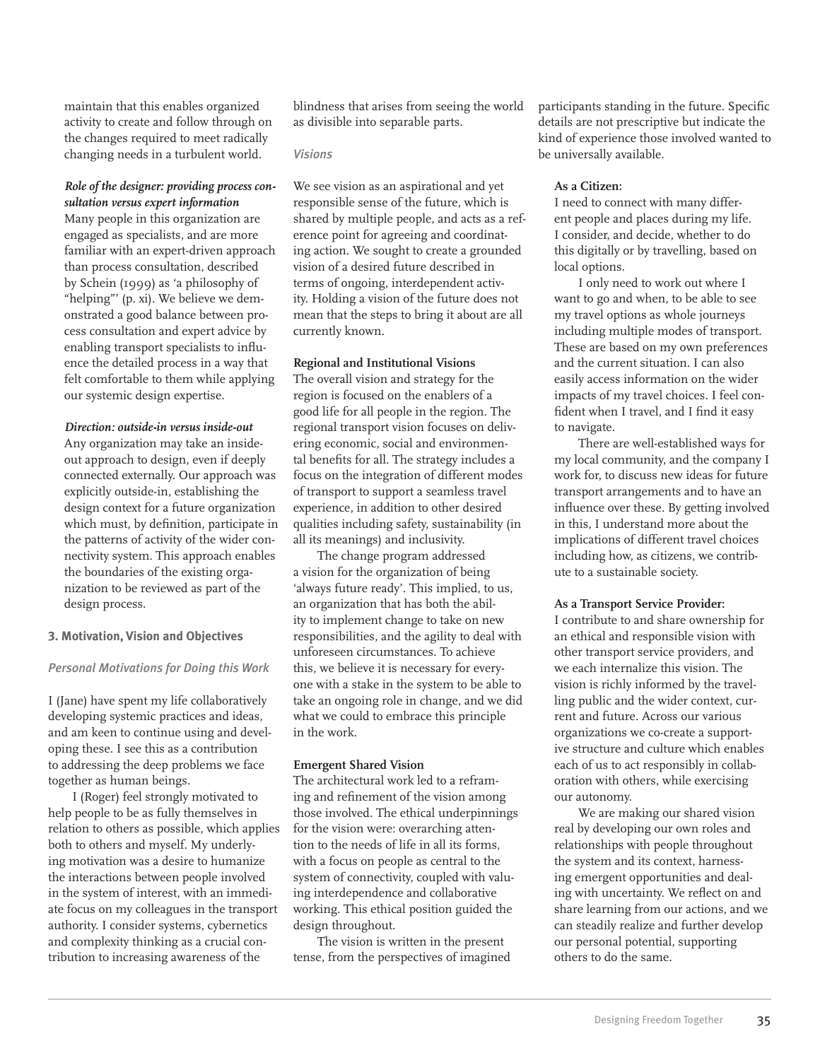maintain that this enables organized activity to create and follow through on the changes required to meet radically changing needs in a turbulent world.

***Role of the designer: providing process consultation versus expert information***
Many people in this organization are engaged as specialists, and are more familiar with an expert-driven approach than process consultation, described by Schein (1999) as 'a philosophy of "helping"' (p. xi). We believe we demonstrated a good balance between process consultation and expert advice by enabling transport specialists to influence the detailed process in a way that felt comfortable to them while applying our systemic design expertise.

***Direction: outside-in versus inside-out***
Any organization may take an inside-out approach to design, even if deeply connected externally. Our approach was explicitly outside-in, establishing the design context for a future organization which must, by definition, participate in the patterns of activity of the wider connectivity system. This approach enables the boundaries of the existing organization to be reviewed as part of the design process.

### 3. Motivation, Vision and Objectives

#### *Personal Motivations for Doing this Work*

I (Jane) have spent my life collaboratively developing systemic practices and ideas, and am keen to continue using and developing these. I see this as a contribution to addressing the deep problems we face together as human beings.

I (Roger) feel strongly motivated to help people to be as fully themselves in relation to others as possible, which applies both to others and myself. My underlying motivation was a desire to humanize the interactions between people involved in the system of interest, with an immediate focus on my colleagues in the transport authority. I consider systems, cybernetics and complexity thinking as a crucial contribution to increasing awareness of the blindness that arises from seeing the world as divisible into separable parts.

#### *Visions*

We see vision as an aspirational and yet responsible sense of the future, which is shared by multiple people, and acts as a reference point for agreeing and coordinating action. We sought to create a grounded vision of a desired future described in terms of ongoing, interdependent activity. Holding a vision of the future does not mean that the steps to bring it about are all currently known.

**Regional and Institutional Visions**
The overall vision and strategy for the region is focused on the enablers of a good life for all people in the region. The regional transport vision focuses on delivering economic, social and environmental benefits for all. The strategy includes a focus on the integration of different modes of transport to support a seamless travel experience, in addition to other desired qualities including safety, sustainability (in all its meanings) and inclusivity.

The change program addressed a vision for the organization of being 'always future ready'. This implied, to us, an organization that has both the ability to implement change to take on new responsibilities, and the agility to deal with unforeseen circumstances. To achieve this, we believe it is necessary for everyone with a stake in the system to be able to take an ongoing role in change, and we did what we could to embrace this principle in the work.

**Emergent Shared Vision**
The architectural work led to a reframing and refinement of the vision among those involved. The ethical underpinnings for the vision were: overarching attention to the needs of life in all its forms, with a focus on people as central to the system of connectivity, coupled with valuing interdependence and collaborative working. This ethical position guided the design throughout.

The vision is written in the present tense, from the perspectives of imagined participants standing in the future. Specific details are not prescriptive but indicate the kind of experience those involved wanted to be universally available.

**As a Citizen:**
I need to connect with many different people and places during my life. I consider, and decide, whether to do this digitally or by travelling, based on local options.

I only need to work out where I want to go and when, to be able to see my travel options as whole journeys including multiple modes of transport. These are based on my own preferences and the current situation. I can also easily access information on the wider impacts of my travel choices. I feel confident when I travel, and I find it easy to navigate.

There are well-established ways for my local community, and the company I work for, to discuss new ideas for future transport arrangements and to have an influence over these. By getting involved in this, I understand more about the implications of different travel choices including how, as citizens, we contribute to a sustainable society.

**As a Transport Service Provider:**
I contribute to and share ownership for an ethical and responsible vision with other transport service providers, and we each internalize this vision. The vision is richly informed by the travelling public and the wider context, current and future. Across our various organizations we co-create a supportive structure and culture which enables each of us to act responsibly in collaboration with others, while exercising our autonomy.

We are making our shared vision real by developing our own roles and relationships with people throughout the system and its context, harnessing emergent opportunities and dealing with uncertainty. We reflect on and share learning from our actions, and we can steadily realize and further develop our personal potential, supporting others to do the same.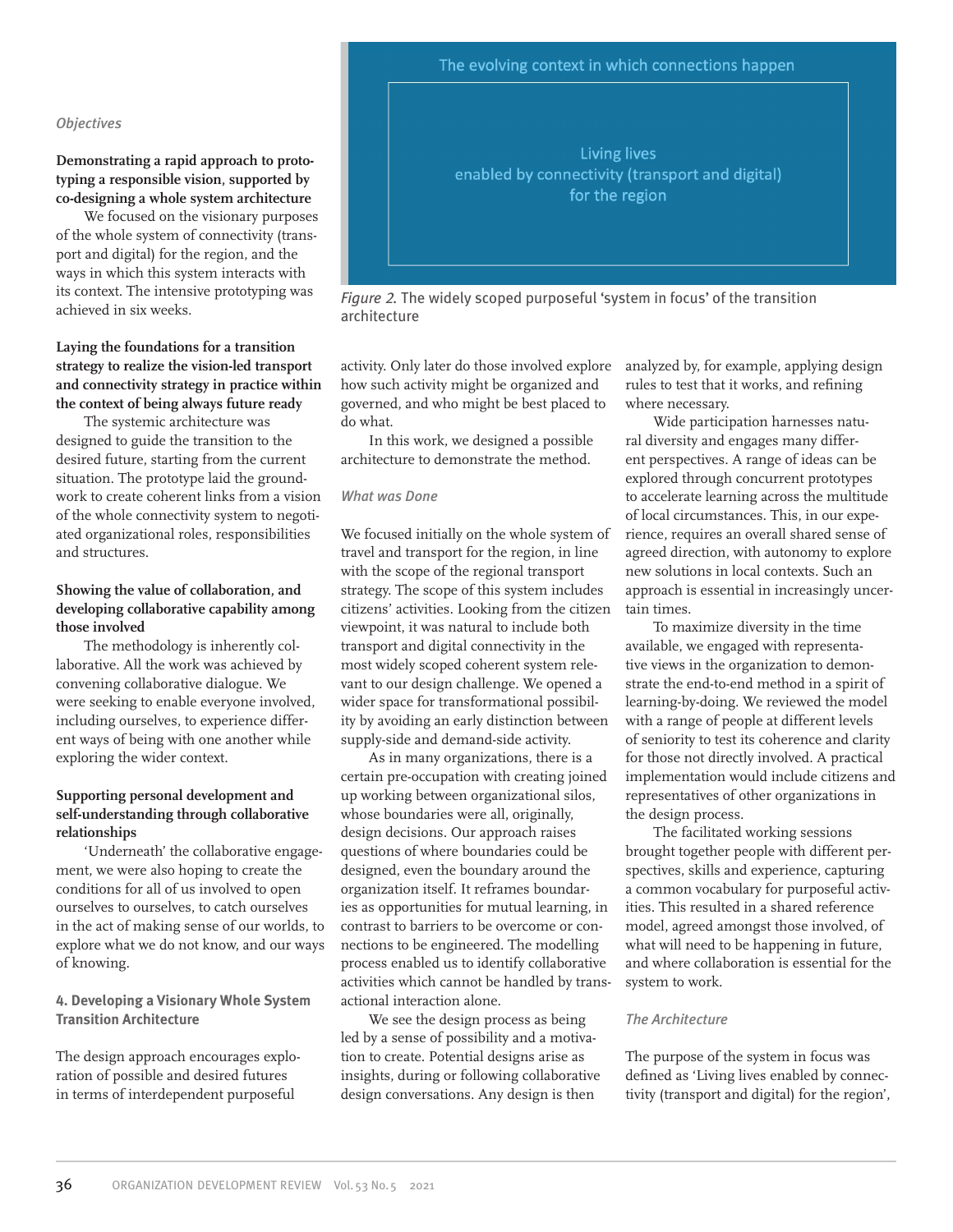*Objectives*

**Demonstrating a rapid approach to prototyping a responsible vision, supported by co-designing a whole system architecture**

We focused on the visionary purposes of the whole system of connectivity (transport and digital) for the region, and the ways in which this system interacts with its context. The intensive prototyping was achieved in six weeks.

**Laying the foundations for a transition strategy to realize the vision-led transport and connectivity strategy in practice within the context of being always future ready**

The systemic architecture was designed to guide the transition to the desired future, starting from the current situation. The prototype laid the groundwork to create coherent links from a vision of the whole connectivity system to negotiated organizational roles, responsibilities and structures.

**Showing the value of collaboration, and developing collaborative capability among those involved**

The methodology is inherently collaborative. All the work was achieved by convening collaborative dialogue. We were seeking to enable everyone involved, including ourselves, to experience different ways of being with one another while exploring the wider context.

**Supporting personal development and self-understanding through collaborative relationships**

'Underneath' the collaborative engagement, we were also hoping to create the conditions for all of us involved to open ourselves to ourselves, to catch ourselves in the act of making sense of our worlds, to explore what we do not know, and our ways of knowing.

## 4. Developing a Visionary Whole System Transition Architecture

The design approach encourages exploration of possible and desired futures in terms of interdependent purposeful activity. Only later do those involved explore how such activity might be organized and governed, and who might be best placed to do what.

In this work, we designed a possible architecture to demonstrate the method.

The evolving context in which connections happen

Living lives enabled by connectivity (transport and digital) for the region

*Figure 2.* The widely scoped purposeful 'system in focus' of the transition architecture

*What was Done*

We focused initially on the whole system of travel and transport for the region, in line with the scope of the regional transport strategy. The scope of this system includes citizens' activities. Looking from the citizen viewpoint, it was natural to include both transport and digital connectivity in the most widely scoped coherent system relevant to our design challenge. We opened a wider space for transformational possibility by avoiding an early distinction between supply-side and demand-side activity.

As in many organizations, there is a certain pre-occupation with creating joined up working between organizational silos, whose boundaries were all, originally, design decisions. Our approach raises questions of where boundaries could be designed, even the boundary around the organization itself. It reframes boundaries as opportunities for mutual learning, in contrast to barriers to be overcome or connections to be engineered. The modelling process enabled us to identify collaborative activities which cannot be handled by transactional interaction alone.

We see the design process as being led by a sense of possibility and a motivation to create. Potential designs arise as insights, during or following collaborative design conversations. Any design is then analyzed by, for example, applying design rules to test that it works, and refining where necessary.

Wide participation harnesses natural diversity and engages many different perspectives. A range of ideas can be explored through concurrent prototypes to accelerate learning across the multitude of local circumstances. This, in our experience, requires an overall shared sense of agreed direction, with autonomy to explore new solutions in local contexts. Such an approach is essential in increasingly uncertain times.

To maximize diversity in the time available, we engaged with representative views in the organization to demonstrate the end-to-end method in a spirit of learning-by-doing. We reviewed the model with a range of people at different levels of seniority to test its coherence and clarity for those not directly involved. A practical implementation would include citizens and representatives of other organizations in the design process.

The facilitated working sessions brought together people with different perspectives, skills and experience, capturing a common vocabulary for purposeful activities. This resulted in a shared reference model, agreed amongst those involved, of what will need to be happening in future, and where collaboration is essential for the system to work.

*The Architecture*

The purpose of the system in focus was defined as 'Living lives enabled by connectivity (transport and digital) for the region',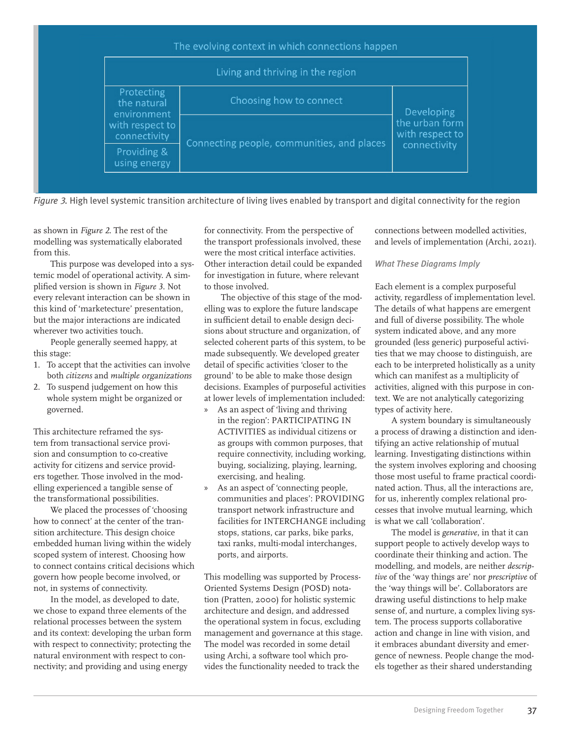| The evolving context in which connections happen | | |
|---|---|---|
| Living and thriving in the region | | |
| Protecting the natural environment with respect to connectivity | Choosing how to connect | Developing the urban form with respect to connectivity |
| Providing & using energy | Connecting people, communities, and places | |

*Figure 3.* High level systemic transition architecture of living lives enabled by transport and digital connectivity for the region

as shown in *Figure 2*. The rest of the modelling was systematically elaborated from this.

This purpose was developed into a systemic model of operational activity. A simplified version is shown in *Figure 3*. Not every relevant interaction can be shown in this kind of 'marketecture' presentation, but the major interactions are indicated wherever two activities touch.

People generally seemed happy, at this stage:

1. To accept that the activities can involve both *citizens* and *multiple organizations*
2. To suspend judgement on how this whole system might be organized or governed.

This architecture reframed the system from transactional service provision and consumption to co-creative activity for citizens and service providers together. Those involved in the modelling experienced a tangible sense of the transformational possibilities.

We placed the processes of 'choosing how to connect' at the center of the transition architecture. This design choice embedded human living within the widely scoped system of interest. Choosing how to connect contains critical decisions which govern how people become involved, or not, in systems of connectivity.

In the model, as developed to date, we chose to expand three elements of the relational processes between the system and its context: developing the urban form with respect to connectivity; protecting the natural environment with respect to connectivity; and providing and using energy for connectivity. From the perspective of the transport professionals involved, these were the most critical interface activities. Other interaction detail could be expanded for investigation in future, where relevant to those involved.

The objective of this stage of the modelling was to explore the future landscape in sufficient detail to enable design decisions about structure and organization, of selected coherent parts of this system, to be made subsequently. We developed greater detail of specific activities 'closer to the ground' to be able to make those design decisions. Examples of purposeful activities at lower levels of implementation included:

» As an aspect of 'living and thriving in the region': PARTICIPATING IN ACTIVITIES as individual citizens or as groups with common purposes, that require connectivity, including working, buying, socializing, playing, learning, exercising, and healing.

» As an aspect of 'connecting people, communities and places': PROVIDING transport network infrastructure and facilities for INTERCHANGE including stops, stations, car parks, bike parks, taxi ranks, multi-modal interchanges, ports, and airports.

This modelling was supported by Process-Oriented Systems Design (POSD) notation (Pratten, 2000) for holistic systemic architecture and design, and addressed the operational system in focus, excluding management and governance at this stage. The model was recorded in some detail using Archi, a software tool which provides the functionality needed to track the connections between modelled activities, and levels of implementation (Archi, 2021).

### *What These Diagrams Imply*

Each element is a complex purposeful activity, regardless of implementation level. The details of what happens are emergent and full of diverse possibility. The whole system indicated above, and any more grounded (less generic) purposeful activities that we may choose to distinguish, are each to be interpreted holistically as a unity which can manifest as a multiplicity of activities, aligned with this purpose in context. We are not analytically categorizing types of activity here.

A system boundary is simultaneously a process of drawing a distinction and identifying an active relationship of mutual learning. Investigating distinctions within the system involves exploring and choosing those most useful to frame practical coordinated action. Thus, all the interactions are, for us, inherently complex relational processes that involve mutual learning, which is what we call 'collaboration'.

The model is *generative*, in that it can support people to actively develop ways to coordinate their thinking and action. The modelling, and models, are neither *descriptive* of the 'way things are' nor *prescriptive* of the 'way things will be'. Collaborators are drawing useful distinctions to help make sense of, and nurture, a complex living system. The process supports collaborative action and change in line with vision, and it embraces abundant diversity and emergence of newness. People change the models together as their shared understanding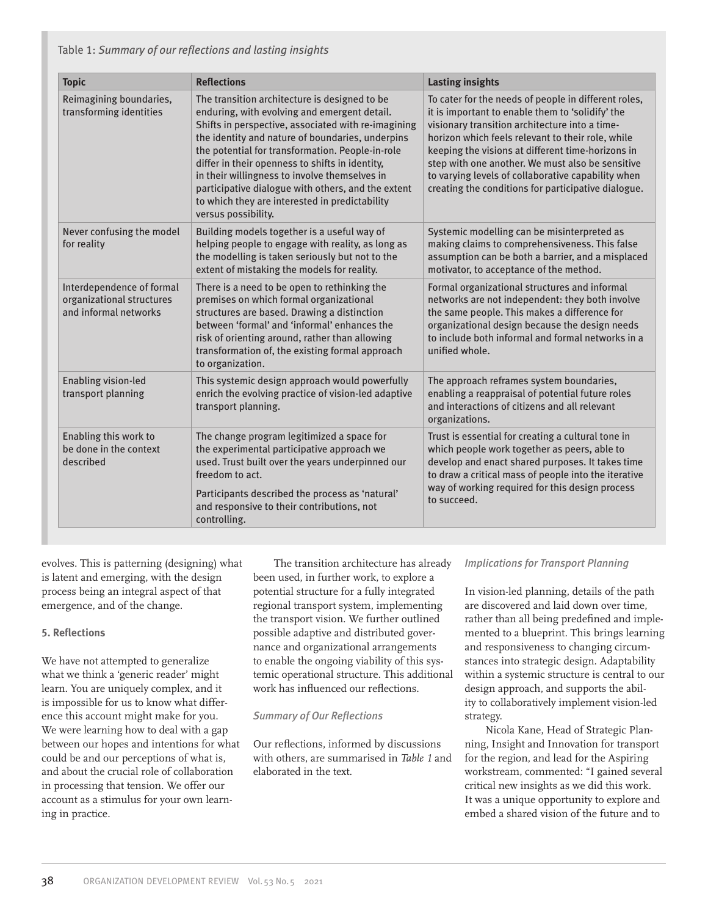Table 1: *Summary of our reflections and lasting insights*

| Topic | Reflections | Lasting insights |
| --- | --- | --- |
| Reimagining boundaries, transforming identities | The transition architecture is designed to be enduring, with evolving and emergent detail. Shifts in perspective, associated with re-imagining the identity and nature of boundaries, underpins the potential for transformation. People-in-role differ in their openness to shifts in identity, in their willingness to involve themselves in participative dialogue with others, and the extent to which they are interested in predictability versus possibility. | To cater for the needs of people in different roles, it is important to enable them to 'solidify' the visionary transition architecture into a time-horizon which feels relevant to their role, while keeping the visions at different time-horizons in step with one another. We must also be sensitive to varying levels of collaborative capability when creating the conditions for participative dialogue. |
| Never confusing the model for reality | Building models together is a useful way of helping people to engage with reality, as long as the modelling is taken seriously but not to the extent of mistaking the models for reality. | Systemic modelling can be misinterpreted as making claims to comprehensiveness. This false assumption can be both a barrier, and a misplaced motivator, to acceptance of the method. |
| Interdependence of formal organizational structures and informal networks | There is a need to be open to rethinking the premises on which formal organizational structures are based. Drawing a distinction between 'formal' and 'informal' enhances the risk of orienting around, rather than allowing transformation of, the existing formal approach to organization. | Formal organizational structures and informal networks are not independent: they both involve the same people. This makes a difference for organizational design because the design needs to include both informal and formal networks in a unified whole. |
| Enabling vision-led transport planning | This systemic design approach would powerfully enrich the evolving practice of vision-led adaptive transport planning. | The approach reframes system boundaries, enabling a reappraisal of potential future roles and interactions of citizens and all relevant organizations. |
| Enabling this work to be done in the context described | The change program legitimized a space for the experimental participative approach we used. Trust built over the years underpinned our freedom to act. Participants described the process as 'natural' and responsive to their contributions, not controlling. | Trust is essential for creating a cultural tone in which people work together as peers, able to develop and enact shared purposes. It takes time to draw a critical mass of people into the iterative way of working required for this design process to succeed. |

evolves. This is patterning (designing) what is latent and emerging, with the design process being an integral aspect of that emergence, and of the change.

### 5. Reflections

We have not attempted to generalize what we think a 'generic reader' might learn. You are uniquely complex, and it is impossible for us to know what difference this account might make for you. We were learning how to deal with a gap between our hopes and intentions for what could be and our perceptions of what is, and about the crucial role of collaboration in processing that tension. We offer our account as a stimulus for your own learning in practice.

The transition architecture has already been used, in further work, to explore a potential structure for a fully integrated regional transport system, implementing the transport vision. We further outlined possible adaptive and distributed governance and organizational arrangements to enable the ongoing viability of this systemic operational structure. This additional work has influenced our reflections.

#### *Summary of Our Reflections*

Our reflections, informed by discussions with others, are summarised in *Table 1* and elaborated in the text.

#### *Implications for Transport Planning*

In vision-led planning, details of the path are discovered and laid down over time, rather than all being predefined and implemented to a blueprint. This brings learning and responsiveness to changing circumstances into strategic design. Adaptability within a systemic structure is central to our design approach, and supports the ability to collaboratively implement vision-led strategy.

Nicola Kane, Head of Strategic Planning, Insight and Innovation for transport for the region, and lead for the Aspiring workstream, commented: "I gained several critical new insights as we did this work. It was a unique opportunity to explore and embed a shared vision of the future and to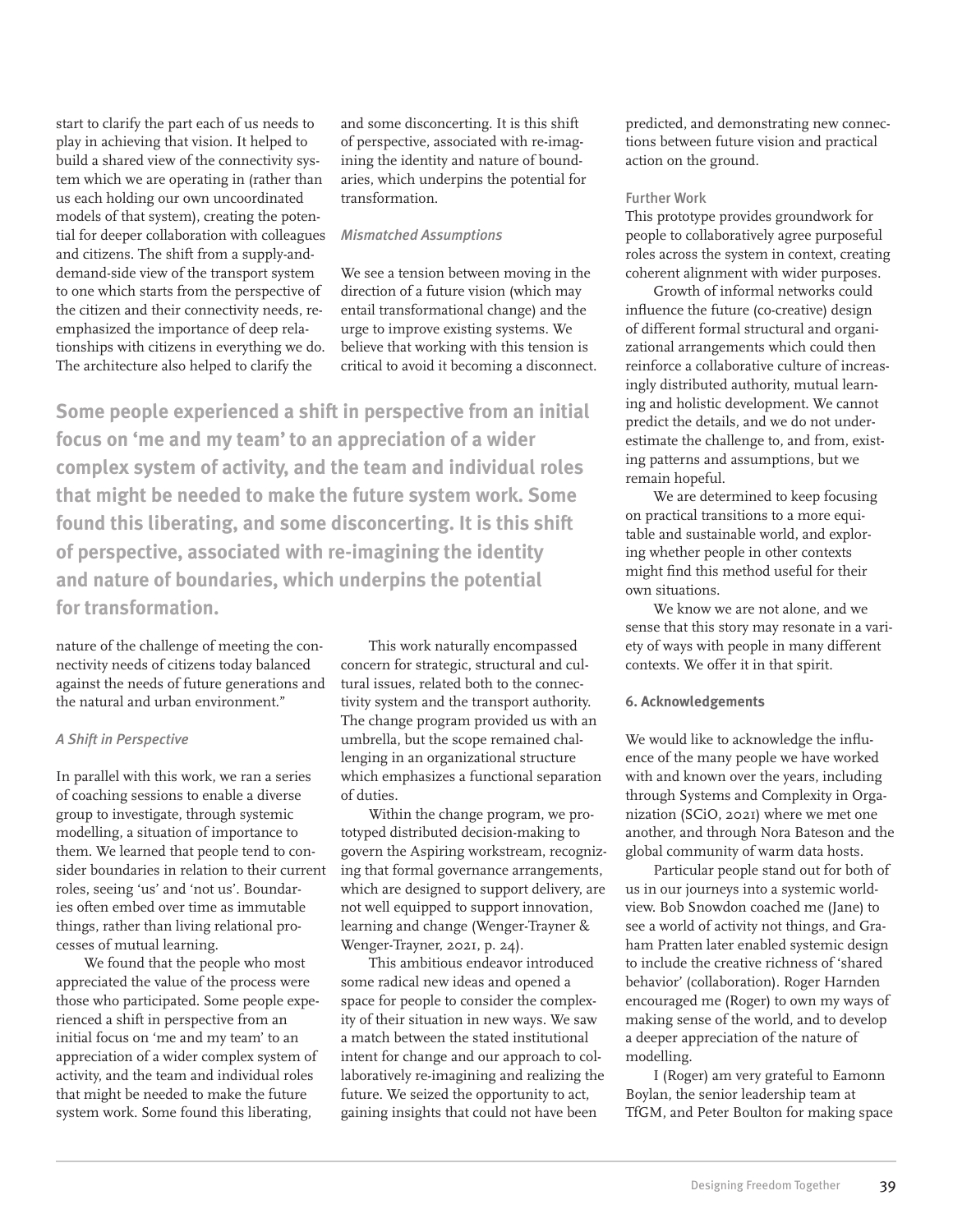start to clarify the part each of us needs to play in achieving that vision. It helped to build a shared view of the connectivity system which we are operating in (rather than us each holding our own uncoordinated models of that system), creating the potential for deeper collaboration with colleagues and citizens. The shift from a supply-and-demand-side view of the transport system to one which starts from the perspective of the citizen and their connectivity needs, re-emphasized the importance of deep relationships with citizens in everything we do. The architecture also helped to clarify the nature of the challenge of meeting the connectivity needs of citizens today balanced against the needs of future generations and the natural and urban environment."

*A Shift in Perspective*

In parallel with this work, we ran a series of coaching sessions to enable a diverse group to investigate, through systemic modelling, a situation of importance to them. We learned that people tend to consider boundaries in relation to their current roles, seeing 'us' and 'not us'. Boundaries often embed over time as immutable things, rather than living relational processes of mutual learning.

We found that the people who most appreciated the value of the process were those who participated. Some people experienced a shift in perspective from an initial focus on 'me and my team' to an appreciation of a wider complex system of activity, and the team and individual roles that might be needed to make the future system work. Some found this liberating, and some disconcerting. It is this shift of perspective, associated with re-imagining the identity and nature of boundaries, which underpins the potential for transformation.

*Mismatched Assumptions*

We see a tension between moving in the direction of a future vision (which may entail transformational change) and the urge to improve existing systems. We believe that working with this tension is critical to avoid it becoming a disconnect.

**Some people experienced a shift in perspective from an initial focus on 'me and my team' to an appreciation of a wider complex system of activity, and the team and individual roles that might be needed to make the future system work. Some found this liberating, and some disconcerting. It is this shift of perspective, associated with re-imagining the identity and nature of boundaries, which underpins the potential for transformation.**

This work naturally encompassed concern for strategic, structural and cultural issues, related both to the connectivity system and the transport authority. The change program provided us with an umbrella, but the scope remained challenging in an organizational structure which emphasizes a functional separation of duties.

Within the change program, we prototyped distributed decision-making to govern the Aspiring workstream, recognizing that formal governance arrangements, which are designed to support delivery, are not well equipped to support innovation, learning and change (Wenger-Trayner & Wenger-Trayner, 2021, p. 24).

This ambitious endeavor introduced some radical new ideas and opened a space for people to consider the complexity of their situation in new ways. We saw a match between the stated institutional intent for change and our approach to collaboratively re-imagining and realizing the future. We seized the opportunity to act, gaining insights that could not have been predicted, and demonstrating new connections between future vision and practical action on the ground.

### Further Work

This prototype provides groundwork for people to collaboratively agree purposeful roles across the system in context, creating coherent alignment with wider purposes.

Growth of informal networks could influence the future (co-creative) design of different formal structural and organizational arrangements which could then reinforce a collaborative culture of increasingly distributed authority, mutual learning and holistic development. We cannot predict the details, and we do not underestimate the challenge to, and from, existing patterns and assumptions, but we remain hopeful.

We are determined to keep focusing on practical transitions to a more equitable and sustainable world, and exploring whether people in other contexts might find this method useful for their own situations.

We know we are not alone, and we sense that this story may resonate in a variety of ways with people in many different contexts. We offer it in that spirit.

## 6. Acknowledgements

We would like to acknowledge the influence of the many people we have worked with and known over the years, including through Systems and Complexity in Organization (SCiO, 2021) where we met one another, and through Nora Bateson and the global community of warm data hosts.

Particular people stand out for both of us in our journeys into a systemic worldview. Bob Snowdon coached me (Jane) to see a world of activity not things, and Graham Pratten later enabled systemic design to include the creative richness of 'shared behavior' (collaboration). Roger Harnden encouraged me (Roger) to own my ways of making sense of the world, and to develop a deeper appreciation of the nature of modelling.

I (Roger) am very grateful to Eamonn Boylan, the senior leadership team at TfGM, and Peter Boulton for making space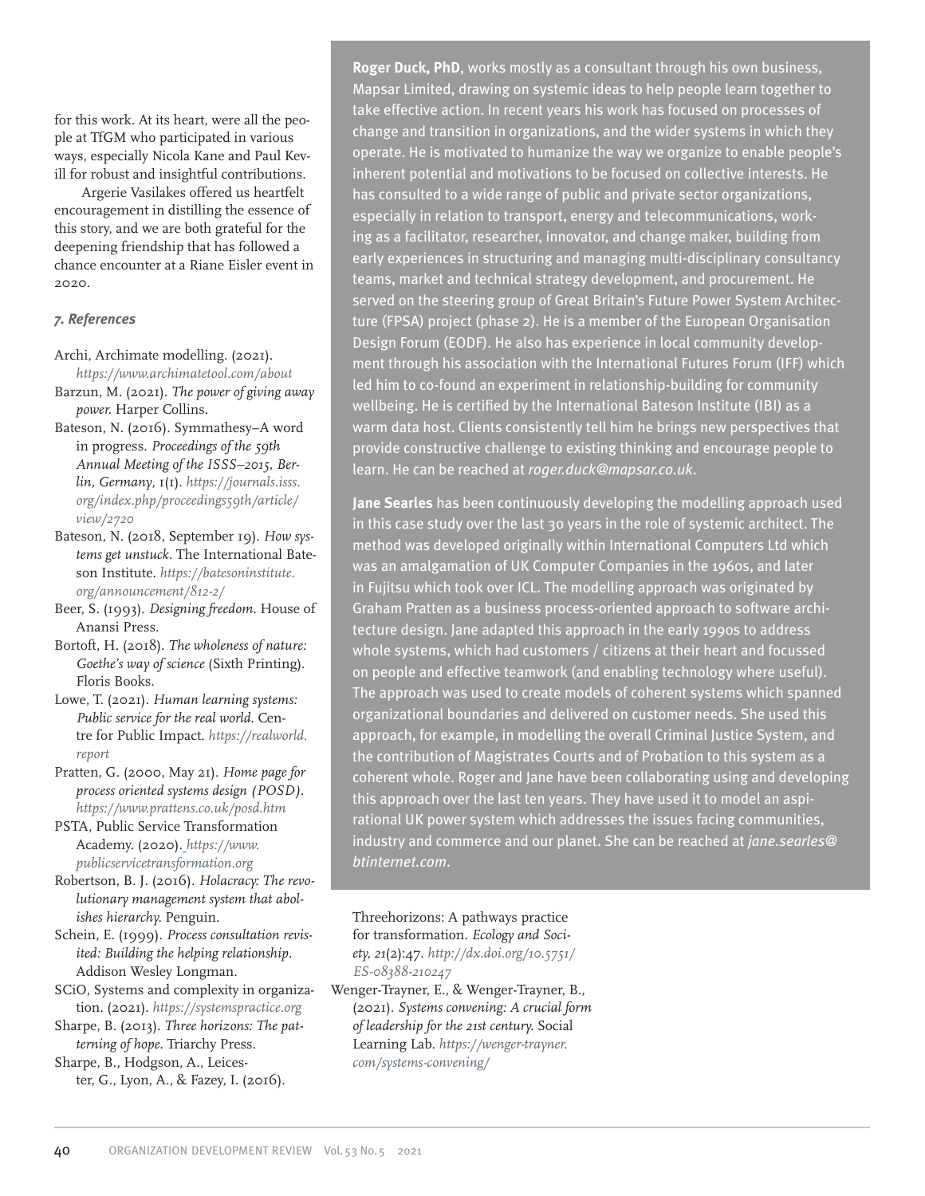for this work. At its heart, were all the people at TfGM who participated in various ways, especially Nicola Kane and Paul Kevill for robust and insightful contributions.

Argerie Vasilakes offered us heartfelt encouragement in distilling the essence of this story, and we are both grateful for the deepening friendship that has followed a chance encounter at a Riane Eisler event in 2020.

### *7. References*

Archi, Archimate modelling. (2021). *https://www.archimatetool.com/about*

Barzun, M. (2021). *The power of giving away power.* Harper Collins.

Bateson, N. (2016). Symmathesy–A word in progress. *Proceedings of the 59th Annual Meeting of the ISSS–2015, Berlin, Germany*, 1(1). *https://journals.isss.org/index.php/proceedings59th/article/view/2720*

Bateson, N. (2018, September 19). *How systems get unstuck.* The International Bateson Institute. *https://batesoninstitute.org/announcement/812-2/*

Beer, S. (1993). *Designing freedom.* House of Anansi Press.

Bortoft, H. (2018). *The wholeness of nature: Goethe's way of science* (Sixth Printing). Floris Books.

Lowe, T. (2021). *Human learning systems: Public service for the real world.* Centre for Public Impact. *https://realworld.report*

Pratten, G. (2000, May 21). *Home page for process oriented systems design (POSD). https://www.prattens.co.uk/posd.htm*

PSTA, Public Service Transformation Academy. (2020). *https://www.publicservicetransformation.org*

Robertson, B. J. (2016). *Holacracy: The revolutionary management system that abolishes hierarchy.* Penguin.

Schein, E. (1999). *Process consultation revisited: Building the helping relationship.* Addison Wesley Longman.

SCiO, Systems and complexity in organization. (2021). *https://systemspractice.org*

Sharpe, B. (2013). *Three horizons: The patterning of hope.* Triarchy Press.

Sharpe, B., Hodgson, A., Leicester, G., Lyon, A., & Fazey, I. (2016). Threehorizons: A pathways practice for transformation. *Ecology and Society, 21*(2):47. *http://dx.doi.org/10.5751/ES-08388-210247*

Wenger-Trayner, E., & Wenger-Trayner, B., (2021). *Systems convening: A crucial form of leadership for the 21st century.* Social Learning Lab. *https://wenger-trayner.com/systems-convening/*

**Roger Duck, PhD**, works mostly as a consultant through his own business, Mapsar Limited, drawing on systemic ideas to help people learn together to take effective action. In recent years his work has focused on processes of change and transition in organizations, and the wider systems in which they operate. He is motivated to humanize the way we organize to enable people's inherent potential and motivations to be focused on collective interests. He has consulted to a wide range of public and private sector organizations, especially in relation to transport, energy and telecommunications, working as a facilitator, researcher, innovator, and change maker, building from early experiences in structuring and managing multi-disciplinary consultancy teams, market and technical strategy development, and procurement. He served on the steering group of Great Britain's Future Power System Architecture (FPSA) project (phase 2). He is a member of the European Organisation Design Forum (EODF). He also has experience in local community development through his association with the International Futures Forum (IFF) which led him to co-found an experiment in relationship-building for community wellbeing. He is certified by the International Bateson Institute (IBI) as a warm data host. Clients consistently tell him he brings new perspectives that provide constructive challenge to existing thinking and encourage people to learn. He can be reached at *roger.duck@mapsar.co.uk*.

**Jane Searles** has been continuously developing the modelling approach used in this case study over the last 30 years in the role of systemic architect. The method was developed originally within International Computers Ltd which was an amalgamation of UK Computer Companies in the 1960s, and later in Fujitsu which took over ICL. The modelling approach was originated by Graham Pratten as a business process-oriented approach to software architecture design. Jane adapted this approach in the early 1990s to address whole systems, which had customers / citizens at their heart and focussed on people and effective teamwork (and enabling technology where useful). The approach was used to create models of coherent systems which spanned organizational boundaries and delivered on customer needs. She used this approach, for example, in modelling the overall Criminal Justice System, and the contribution of Magistrates Courts and of Probation to this system as a coherent whole. Roger and Jane have been collaborating using and developing this approach over the last ten years. They have used it to model an aspirational UK power system which addresses the issues facing communities, industry and commerce and our planet. She can be reached at *jane.searles@btinternet.com*.